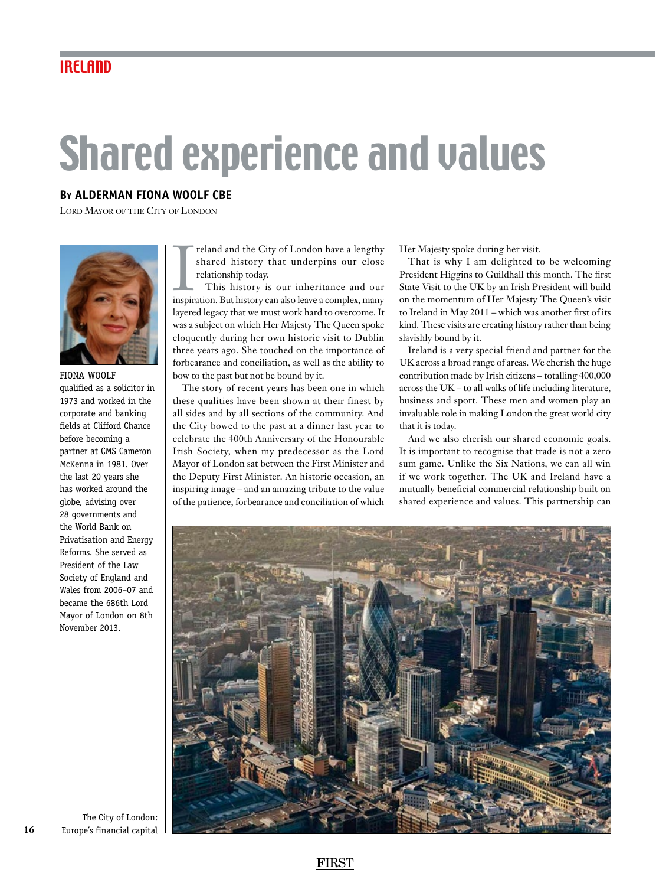# Shared experience and values

**By ALDERMAN FIONA WOOLF CBE**

Lord Mayor of the City of London

FIONA WOOLF qualified as a solicitor in 1973 and worked in the corporate and banking fields at Clifford Chance before becoming a partner at CMS Cameron McKenna in 1981. Over the last 20 years she has worked around the globe, advising over 28 governments and the World Bank on Privatisation and Energy Reforms. She served as President of the Law Society of England and Wales from 2006–07 and became the 686th Lord Mayor of London on 8th November 2013.

Ireland and the City of London have a lengthy shared history that underpins our close relationship today.

This history is our inheritance and our inspiration. But history can also leave a complex, many layered legacy that we must work hard to overcome. It was a subject on which Her Majesty The Queen spoke eloquently during her own historic visit to Dublin three years ago. She touched on the importance of forbearance and conciliation, as well as the ability to bow to the past but not be bound by it.

The story of recent years has been one in which these qualities have been shown at their finest by all sides and by all sections of the community. And the City bowed to the past at a dinner last year to celebrate the 400th Anniversary of the Honourable Irish Society, when my predecessor as the Lord Mayor of London sat between the First Minister and the Deputy First Minister. An historic occasion, an inspiring image – and an amazing tribute to the value of the patience, forbearance and conciliation of which Her Majesty spoke during her visit.

That is why I am delighted to be welcoming President Higgins to Guildhall this month. The first State Visit to the UK by an Irish President will build on the momentum of Her Majesty The Queen's visit to Ireland in May 2011 – which was another first of its kind. These visits are creating history rather than being slavishly bound by it.

Ireland is a very special friend and partner for the UK across a broad range of areas. We cherish the huge contribution made by Irish citizens – totalling 400,000 across the UK – to all walks of life including literature, business and sport. These men and women play an invaluable role in making London the great world city that it is today.

And we also cherish our shared economic goals. It is important to recognise that trade is not a zero sum game. Unlike the Six Nations, we can all win if we work together. The UK and Ireland have a mutually beneficial commercial relationship built on shared experience and values. This partnership can

The City of London: Europe's financial capital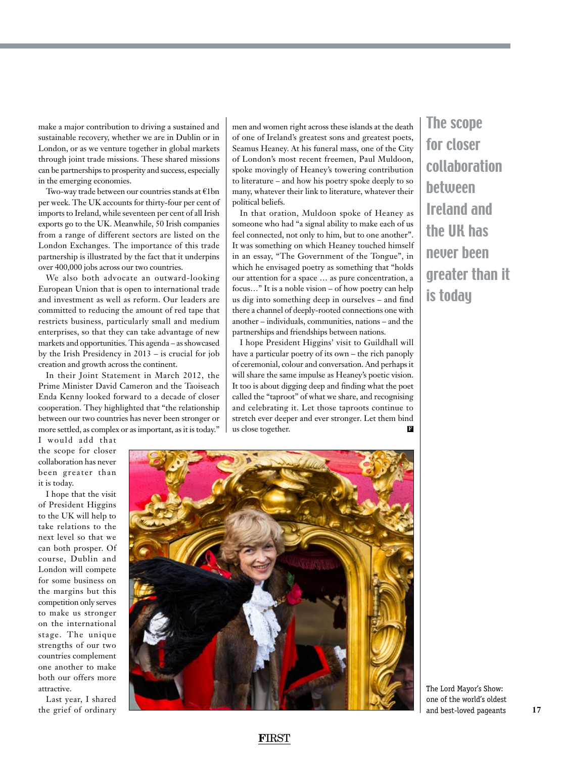make a major contribution to driving a sustained and sustainable recovery, whether we are in Dublin or in London, or as we venture together in global markets through joint trade missions. These shared missions can be partnerships to prosperity and success, especially in the emerging economies.

Two-way trade between our countries stands at €1bn per week. The UK accounts for thirty-four per cent of imports to Ireland, while seventeen per cent of all Irish exports go to the UK. Meanwhile, 50 Irish companies from a range of different sectors are listed on the London Exchanges. The importance of this trade partnership is illustrated by the fact that it underpins over 400,000 jobs across our two countries.

We also both advocate an outward-looking European Union that is open to international trade and investment as well as reform. Our leaders are committed to reducing the amount of red tape that restricts business, particularly small and medium enterprises, so that they can take advantage of new markets and opportunities. This agenda – as showcased by the Irish Presidency in 2013 – is crucial for job creation and growth across the continent.

In their Joint Statement in March 2012, the Prime Minister David Cameron and the Taoiseach Enda Kenny looked forward to a decade of closer cooperation. They highlighted that "the relationship between our two countries has never been stronger or more settled, as complex or as important, as it is today." I would add that the scope for closer collaboration has never been greater than it is today.

I hope that the visit of President Higgins to the UK will help to take relations to the next level so that we can both prosper. Of course, Dublin and London will compete for some business on the margins but this competition only serves to make us stronger on the international stage. The unique strengths of our two countries complement one another to make both our offers more attractive.

Last year, I shared the grief of ordinary men and women right across these islands at the death of one of Ireland's greatest sons and greatest poets, Seamus Heaney. At his funeral mass, one of the City of London's most recent freemen, Paul Muldoon, spoke movingly of Heaney's towering contribution to literature – and how his poetry spoke deeply to so many, whatever their link to literature, whatever their political beliefs.

In that oration, Muldoon spoke of Heaney as someone who had "a signal ability to make each of us feel connected, not only to him, but to one another". It was something on which Heaney touched himself in an essay, "The Government of the Tongue", in which he envisaged poetry as something that "holds our attention for a space … as pure concentration, a focus…" It is a noble vision – of how poetry can help us dig into something deep in ourselves – and find there a channel of deeply-rooted connections one with another – individuals, communities, nations – and the partnerships and friendships between nations.

I hope President Higgins' visit to Guildhall will have a particular poetry of its own – the rich panoply of ceremonial, colour and conversation. And perhaps it will share the same impulse as Heaney's poetic vision. It too is about digging deep and finding what the poet called the "taproot" of what we share, and recognising and celebrating it. Let those taproots continue to stretch ever deeper and ever stronger. Let them bind us close together.

**The scope for closer collaboration between Ireland and the UK has never been greater than it is today**

The Lord Mayor's Show: one of the world's oldest and best-loved pageants